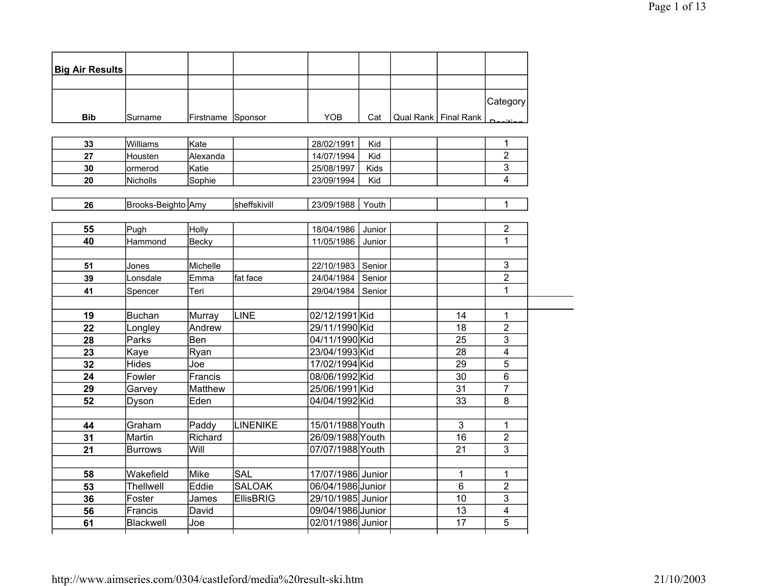**Big Air Results**

| Bib | Surname | Firstname | Sponsor | YOB | Cat | Qual Rank | Final Rank | Category Position |
|---|---|---|---|---|---|---|---|---|
| 33 | Williams | Kate | | 28/02/1991 | Kid | | | 1 |
| 27 | Housten | Alexanda | | 14/07/1994 | Kid | | | 2 |
| 30 | ormerod | Katie | | 25/08/1997 | Kids | | | 3 |
| 20 | Nicholls | Sophie | | 23/09/1994 | Kid | | | 4 |
| | | | | | | | | |
| 26 | Brooks-Beighto | Amy | sheffskivill | 23/09/1988 | Youth | | | 1 |
| | | | | | | | | |
| 55 | Pugh | Holly | | 18/04/1986 | Junior | | | 2 |
| 40 | Hammond | Becky | | 11/05/1986 | Junior | | | 1 |
| | | | | | | | | |
| 51 | Jones | Michelle | | 22/10/1983 | Senior | | | 3 |
| 39 | Lonsdale | Emma | fat face | 24/04/1984 | Senior | | | 2 |
| 41 | Spencer | Teri | | 29/04/1984 | Senior | | | 1 |
| | | | | | | | | |
| 19 | Buchan | Murray | LINE | 02/12/1991 | Kid | | 14 | 1 |
| 22 | Longley | Andrew | | 29/11/1990 | Kid | | 18 | 2 |
| 28 | Parks | Ben | | 04/11/1990 | Kid | | 25 | 3 |
| 23 | Kaye | Ryan | | 23/04/1993 | Kid | | 28 | 4 |
| 32 | Hides | Joe | | 17/02/1994 | Kid | | 29 | 5 |
| 24 | Fowler | Francis | | 08/06/1992 | Kid | | 30 | 6 |
| 29 | Garvey | Matthew | | 25/06/1991 | Kid | | 31 | 7 |
| 52 | Dyson | Eden | | 04/04/1992 | Kid | | 33 | 8 |
| | | | | | | | | |
| 44 | Graham | Paddy | LINENIKE | 15/01/1988 | Youth | | 3 | 1 |
| 31 | Martin | Richard | | 26/09/1988 | Youth | | 16 | 2 |
| 21 | Burrows | Will | | 07/07/1988 | Youth | | 21 | 3 |
| | | | | | | | | |
| 58 | Wakefield | Mike | SAL | 17/07/1986 | Junior | | 1 | 1 |
| 53 | Thellwell | Eddie | SALOAK | 06/04/1986 | Junior | | 6 | 2 |
| 36 | Foster | James | EllisBRIG | 29/10/1985 | Junior | | 10 | 3 |
| 56 | Francis | David | | 09/04/1986 | Junior | | 13 | 4 |
| 61 | Blackwell | Joe | | 02/01/1986 | Junior | | 17 | 5 |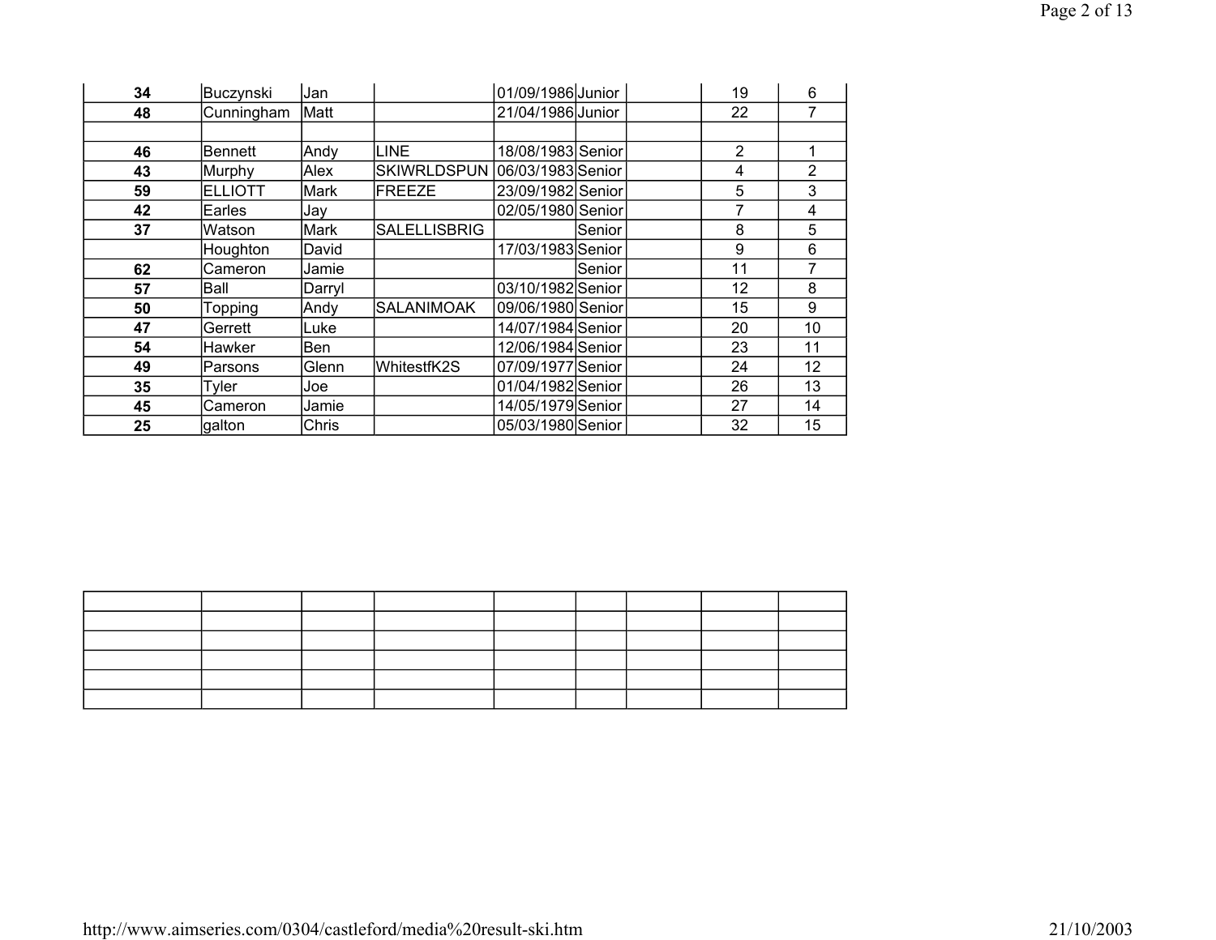| | | | | | | | | |
|---|---|---|---|---|---|---|---|---|
| **34** | Buczynski | Jan | | 01/09/1986 | Junior | | 19 | 6 |
| **48** | Cunningham | Matt | | 21/04/1986 | Junior | | 22 | 7 |
| | | | | | | | | |
| **46** | Bennett | Andy | LINE | 18/08/1983 | Senior | | 2 | 1 |
| **43** | Murphy | Alex | SKIWRLDSPUN | 06/03/1983 | Senior | | 4 | 2 |
| **59** | ELLIOTT | Mark | FREEZE | 23/09/1982 | Senior | | 5 | 3 |
| **42** | Earles | Jay | | 02/05/1980 | Senior | | 7 | 4 |
| **37** | Watson | Mark | SALELLISBRIG | | Senior | | 8 | 5 |
| | Houghton | David | | 17/03/1983 | Senior | | 9 | 6 |
| **62** | Cameron | Jamie | | | Senior | | 11 | 7 |
| **57** | Ball | Darryl | | 03/10/1982 | Senior | | 12 | 8 |
| **50** | Topping | Andy | SALANIMOAK | 09/06/1980 | Senior | | 15 | 9 |
| **47** | Gerrett | Luke | | 14/07/1984 | Senior | | 20 | 10 |
| **54** | Hawker | Ben | | 12/06/1984 | Senior | | 23 | 11 |
| **49** | Parsons | Glenn | WhitestfK2S | 07/09/1977 | Senior | | 24 | 12 |
| **35** | Tyler | Joe | | 01/04/1982 | Senior | | 26 | 13 |
| **45** | Cameron | Jamie | | 14/05/1979 | Senior | | 27 | 14 |
| **25** | galton | Chris | | 05/03/1980 | Senior | | 32 | 15 |